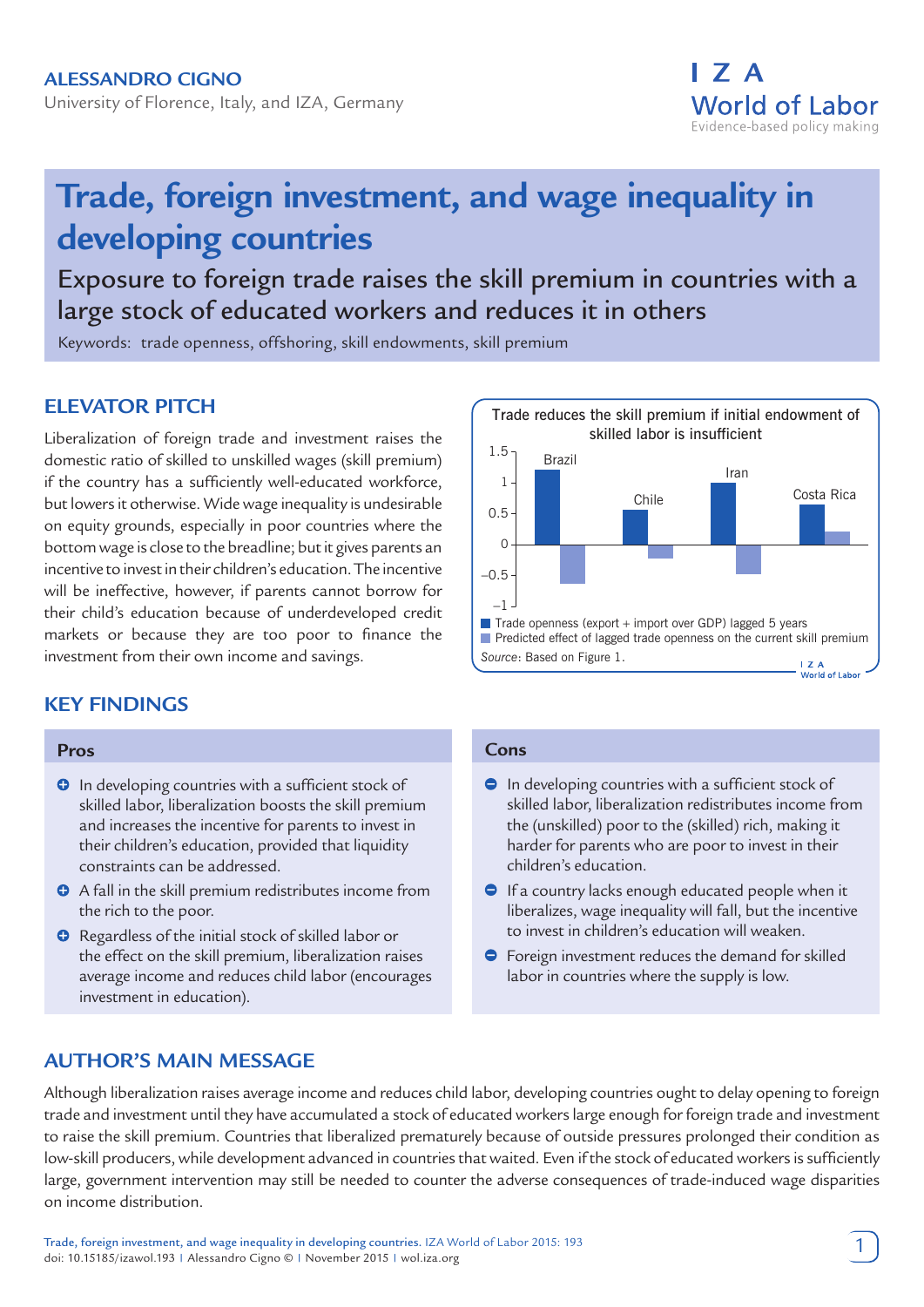**ALESSANDRO CIGNO**

University of Florence, Italy, and IZA, Germany

# Trade, foreign investment, and wage inequality in developing countries

## Exposure to foreign trade raises the skill premium in countries with a large stock of educated workers and reduces it in others

Keywords: trade openness, offshoring, skill endowments, skill premium

## ELEVATOR PITCH

Liberalization of foreign trade and investment raises the domestic ratio of skilled to unskilled wages (skill premium) if the country has a sufficiently well-educated workforce, but lowers it otherwise. Wide wage inequality is undesirable on equity grounds, especially in poor countries where the bottom wage is close to the breadline; but it gives parents an incentive to invest in their children's education. The incentive will be ineffective, however, if parents cannot borrow for their child's education because of underdeveloped credit markets or because they are too poor to finance the investment from their own income and savings.

Trade reduces the skill premium if initial endowment of skilled labor is insufficient

■ Trade openness (export + import over GDP) lagged 5 years
■ Predicted effect of lagged trade openness on the current skill premium

*Source*: Based on Figure 1.

## KEY FINDINGS

### Pros

- In developing countries with a sufficient stock of skilled labor, liberalization boosts the skill premium and increases the incentive for parents to invest in their children's education, provided that liquidity constraints can be addressed.
- A fall in the skill premium redistributes income from the rich to the poor.
- Regardless of the initial stock of skilled labor or the effect on the skill premium, liberalization raises average income and reduces child labor (encourages investment in education).

### Cons

- In developing countries with a sufficient stock of skilled labor, liberalization redistributes income from the (unskilled) poor to the (skilled) rich, making it harder for parents who are poor to invest in their children's education.
- If a country lacks enough educated people when it liberalizes, wage inequality will fall, but the incentive to invest in children's education will weaken.
- Foreign investment reduces the demand for skilled labor in countries where the supply is low.

## AUTHOR'S MAIN MESSAGE

Although liberalization raises average income and reduces child labor, developing countries ought to delay opening to foreign trade and investment until they have accumulated a stock of educated workers large enough for foreign trade and investment to raise the skill premium. Countries that liberalized prematurely because of outside pressures prolonged their condition as low-skill producers, while development advanced in countries that waited. Even if the stock of educated workers is sufficiently large, government intervention may still be needed to counter the adverse consequences of trade-induced wage disparities on income distribution.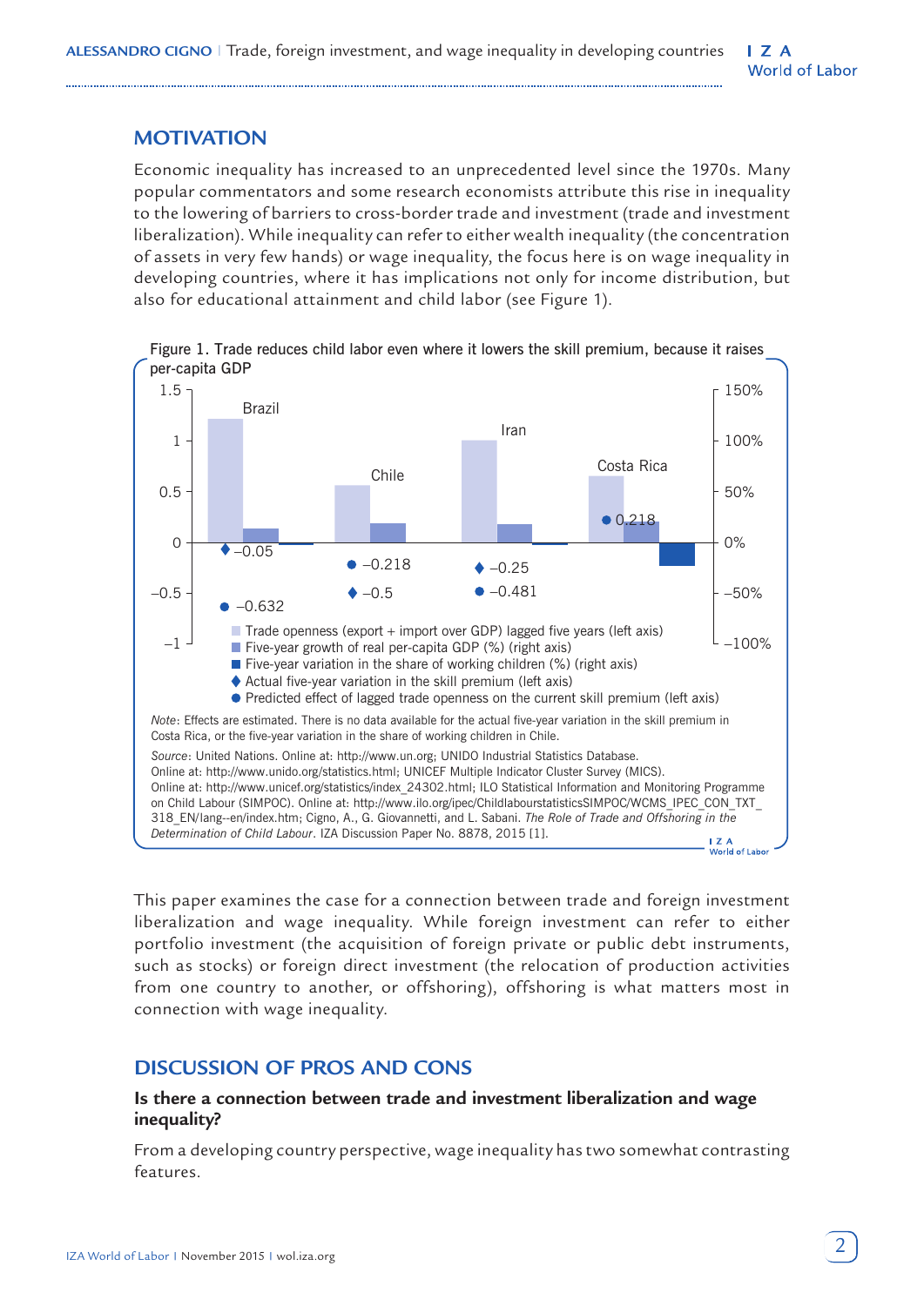## MOTIVATION

Economic inequality has increased to an unprecedented level since the 1970s. Many popular commentators and some research economists attribute this rise in inequality to the lowering of barriers to cross-border trade and investment (trade and investment liberalization). While inequality can refer to either wealth inequality (the concentration of assets in very few hands) or wage inequality, the focus here is on wage inequality in developing countries, where it has implications not only for income distribution, but also for educational attainment and child labor (see Figure 1).

Figure 1. Trade reduces child labor even where it lowers the skill premium, because it raises per-capita GDP

- Trade openness (export + import over GDP) lagged five years (left axis)
- Five-year growth of real per-capita GDP (%) (right axis)
- Five-year variation in the share of working children (%) (right axis)
- ♦ Actual five-year variation in the skill premium (left axis)
- ● Predicted effect of lagged trade openness on the current skill premium (left axis)

| | Actual five-year variation in the skill premium | Predicted effect of lagged trade openness on the current skill premium |
|---|---|---|
| Brazil | −0.05 | −0.632 |
| Chile | −0.5 | −0.218 |
| Iran | −0.25 | −0.481 |
| Costa Rica | | 0.218 |

*Note*: Effects are estimated. There is no data available for the actual five-year variation in the skill premium in Costa Rica, or the five-year variation in the share of working children in Chile.

*Source*: United Nations. Online at: http://www.un.org; UNIDO Industrial Statistics Database. Online at: http://www.unido.org/statistics.html; UNICEF Multiple Indicator Cluster Survey (MICS). Online at: http://www.unicef.org/statistics/index_24302.html; ILO Statistical Information and Monitoring Programme on Child Labour (SIMPOC). Online at: http://www.ilo.org/ipec/ChildlabourstatisticsSIMPOC/WCMS_IPEC_CON_TXT_318_EN/lang--en/index.htm; Cigno, A., G. Giovannetti, and L. Sabani. *The Role of Trade and Offshoring in the Determination of Child Labour*. IZA Discussion Paper No. 8878, 2015 [1].

This paper examines the case for a connection between trade and foreign investment liberalization and wage inequality. While foreign investment can refer to either portfolio investment (the acquisition of foreign private or public debt instruments, such as stocks) or foreign direct investment (the relocation of production activities from one country to another, or offshoring), offshoring is what matters most in connection with wage inequality.

## DISCUSSION OF PROS AND CONS

### Is there a connection between trade and investment liberalization and wage inequality?

From a developing country perspective, wage inequality has two somewhat contrasting features.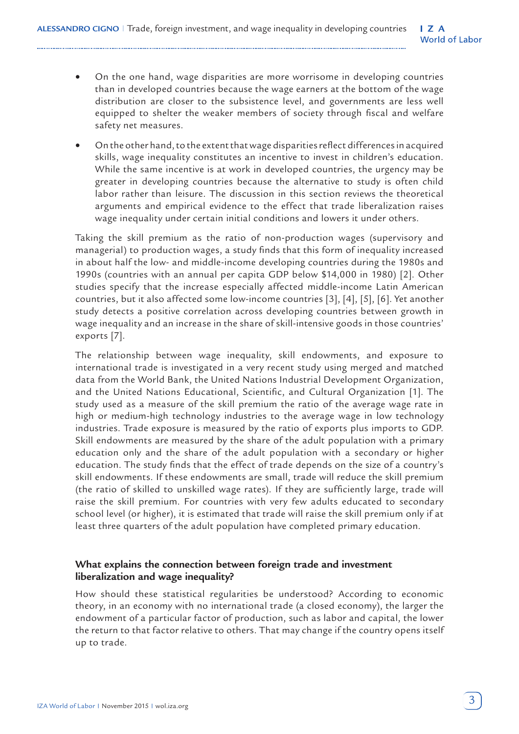- On the one hand, wage disparities are more worrisome in developing countries than in developed countries because the wage earners at the bottom of the wage distribution are closer to the subsistence level, and governments are less well equipped to shelter the weaker members of society through fiscal and welfare safety net measures.
- On the other hand, to the extent that wage disparities reflect differences in acquired skills, wage inequality constitutes an incentive to invest in children's education. While the same incentive is at work in developed countries, the urgency may be greater in developing countries because the alternative to study is often child labor rather than leisure. The discussion in this section reviews the theoretical arguments and empirical evidence to the effect that trade liberalization raises wage inequality under certain initial conditions and lowers it under others.

Taking the skill premium as the ratio of non-production wages (supervisory and managerial) to production wages, a study finds that this form of inequality increased in about half the low- and middle-income developing countries during the 1980s and 1990s (countries with an annual per capita GDP below $14,000 in 1980) [2]. Other studies specify that the increase especially affected middle-income Latin American countries, but it also affected some low-income countries [3], [4], [5], [6]. Yet another study detects a positive correlation across developing countries between growth in wage inequality and an increase in the share of skill-intensive goods in those countries' exports [7].

The relationship between wage inequality, skill endowments, and exposure to international trade is investigated in a very recent study using merged and matched data from the World Bank, the United Nations Industrial Development Organization, and the United Nations Educational, Scientific, and Cultural Organization [1]. The study used as a measure of the skill premium the ratio of the average wage rate in high or medium-high technology industries to the average wage in low technology industries. Trade exposure is measured by the ratio of exports plus imports to GDP. Skill endowments are measured by the share of the adult population with a primary education only and the share of the adult population with a secondary or higher education. The study finds that the effect of trade depends on the size of a country's skill endowments. If these endowments are small, trade will reduce the skill premium (the ratio of skilled to unskilled wage rates). If they are sufficiently large, trade will raise the skill premium. For countries with very few adults educated to secondary school level (or higher), it is estimated that trade will raise the skill premium only if at least three quarters of the adult population have completed primary education.

### What explains the connection between foreign trade and investment liberalization and wage inequality?

How should these statistical regularities be understood? According to economic theory, in an economy with no international trade (a closed economy), the larger the endowment of a particular factor of production, such as labor and capital, the lower the return to that factor relative to others. That may change if the country opens itself up to trade.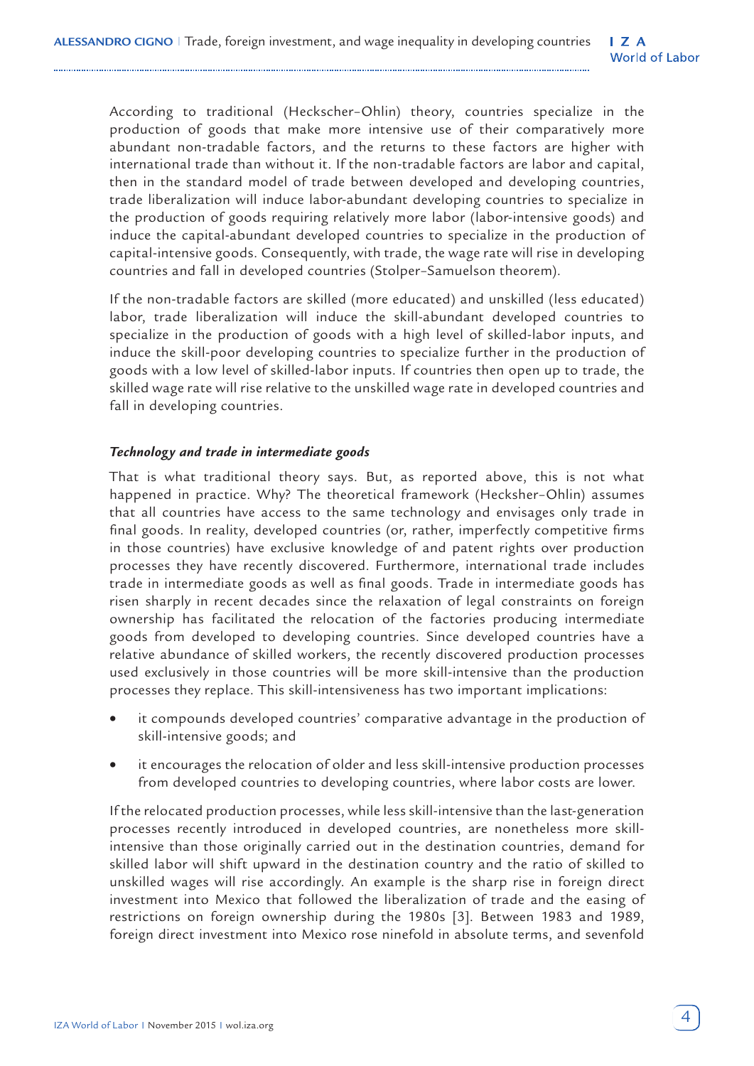According to traditional (Heckscher–Ohlin) theory, countries specialize in the production of goods that make more intensive use of their comparatively more abundant non-tradable factors, and the returns to these factors are higher with international trade than without it. If the non-tradable factors are labor and capital, then in the standard model of trade between developed and developing countries, trade liberalization will induce labor-abundant developing countries to specialize in the production of goods requiring relatively more labor (labor-intensive goods) and induce the capital-abundant developed countries to specialize in the production of capital-intensive goods. Consequently, with trade, the wage rate will rise in developing countries and fall in developed countries (Stolper–Samuelson theorem).

If the non-tradable factors are skilled (more educated) and unskilled (less educated) labor, trade liberalization will induce the skill-abundant developed countries to specialize in the production of goods with a high level of skilled-labor inputs, and induce the skill-poor developing countries to specialize further in the production of goods with a low level of skilled-labor inputs. If countries then open up to trade, the skilled wage rate will rise relative to the unskilled wage rate in developed countries and fall in developing countries.

### *Technology and trade in intermediate goods*

That is what traditional theory says. But, as reported above, this is not what happened in practice. Why? The theoretical framework (Hecksher–Ohlin) assumes that all countries have access to the same technology and envisages only trade in final goods. In reality, developed countries (or, rather, imperfectly competitive firms in those countries) have exclusive knowledge of and patent rights over production processes they have recently discovered. Furthermore, international trade includes trade in intermediate goods as well as final goods. Trade in intermediate goods has risen sharply in recent decades since the relaxation of legal constraints on foreign ownership has facilitated the relocation of the factories producing intermediate goods from developed to developing countries. Since developed countries have a relative abundance of skilled workers, the recently discovered production processes used exclusively in those countries will be more skill-intensive than the production processes they replace. This skill-intensiveness has two important implications:

- it compounds developed countries' comparative advantage in the production of skill-intensive goods; and
- it encourages the relocation of older and less skill-intensive production processes from developed countries to developing countries, where labor costs are lower.

If the relocated production processes, while less skill-intensive than the last-generation processes recently introduced in developed countries, are nonetheless more skill-intensive than those originally carried out in the destination countries, demand for skilled labor will shift upward in the destination country and the ratio of skilled to unskilled wages will rise accordingly. An example is the sharp rise in foreign direct investment into Mexico that followed the liberalization of trade and the easing of restrictions on foreign ownership during the 1980s [3]. Between 1983 and 1989, foreign direct investment into Mexico rose ninefold in absolute terms, and sevenfold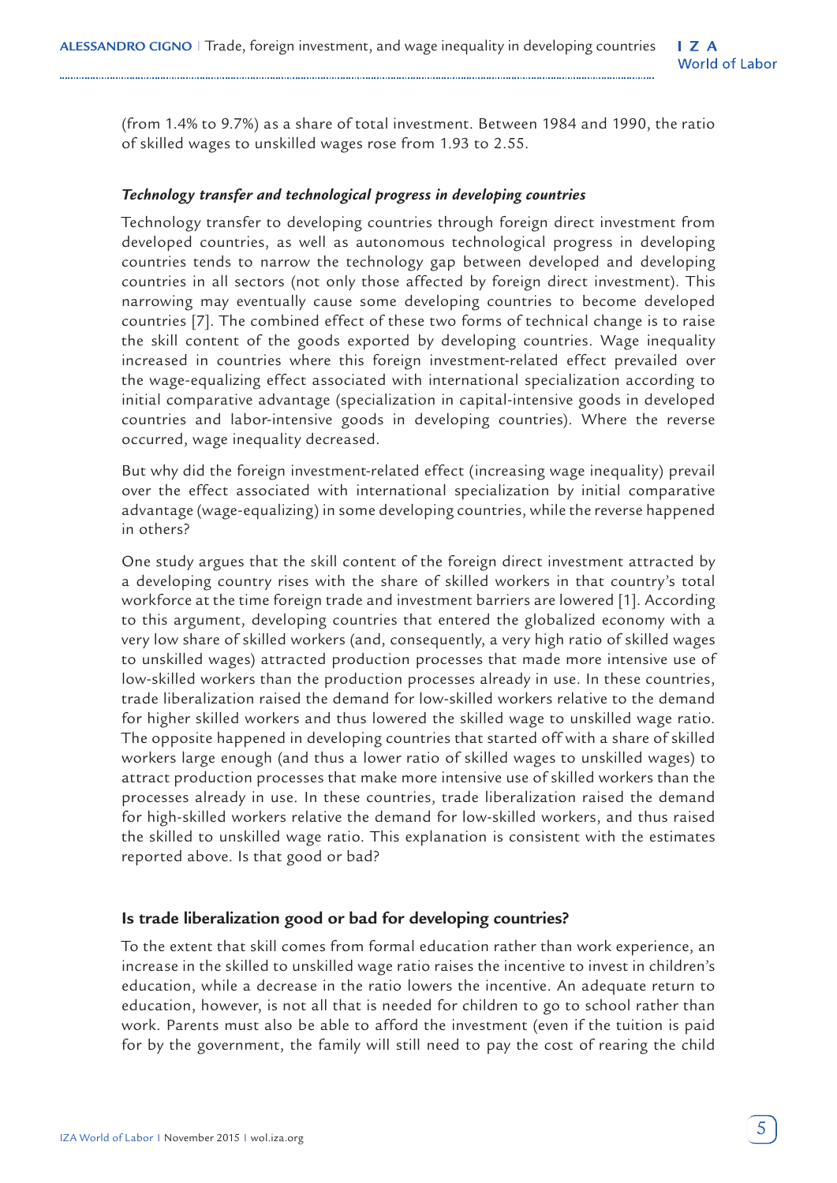(from 1.4% to 9.7%) as a share of total investment. Between 1984 and 1990, the ratio of skilled wages to unskilled wages rose from 1.93 to 2.55.

### *Technology transfer and technological progress in developing countries*

Technology transfer to developing countries through foreign direct investment from developed countries, as well as autonomous technological progress in developing countries tends to narrow the technology gap between developed and developing countries in all sectors (not only those affected by foreign direct investment). This narrowing may eventually cause some developing countries to become developed countries [7]. The combined effect of these two forms of technical change is to raise the skill content of the goods exported by developing countries. Wage inequality increased in countries where this foreign investment-related effect prevailed over the wage-equalizing effect associated with international specialization according to initial comparative advantage (specialization in capital-intensive goods in developed countries and labor-intensive goods in developing countries). Where the reverse occurred, wage inequality decreased.

But why did the foreign investment-related effect (increasing wage inequality) prevail over the effect associated with international specialization by initial comparative advantage (wage-equalizing) in some developing countries, while the reverse happened in others?

One study argues that the skill content of the foreign direct investment attracted by a developing country rises with the share of skilled workers in that country's total workforce at the time foreign trade and investment barriers are lowered [1]. According to this argument, developing countries that entered the globalized economy with a very low share of skilled workers (and, consequently, a very high ratio of skilled wages to unskilled wages) attracted production processes that made more intensive use of low-skilled workers than the production processes already in use. In these countries, trade liberalization raised the demand for low-skilled workers relative to the demand for higher skilled workers and thus lowered the skilled wage to unskilled wage ratio. The opposite happened in developing countries that started off with a share of skilled workers large enough (and thus a lower ratio of skilled wages to unskilled wages) to attract production processes that make more intensive use of skilled workers than the processes already in use. In these countries, trade liberalization raised the demand for high-skilled workers relative the demand for low-skilled workers, and thus raised the skilled to unskilled wage ratio. This explanation is consistent with the estimates reported above. Is that good or bad?

## Is trade liberalization good or bad for developing countries?

To the extent that skill comes from formal education rather than work experience, an increase in the skilled to unskilled wage ratio raises the incentive to invest in children's education, while a decrease in the ratio lowers the incentive. An adequate return to education, however, is not all that is needed for children to go to school rather than work. Parents must also be able to afford the investment (even if the tuition is paid for by the government, the family will still need to pay the cost of rearing the child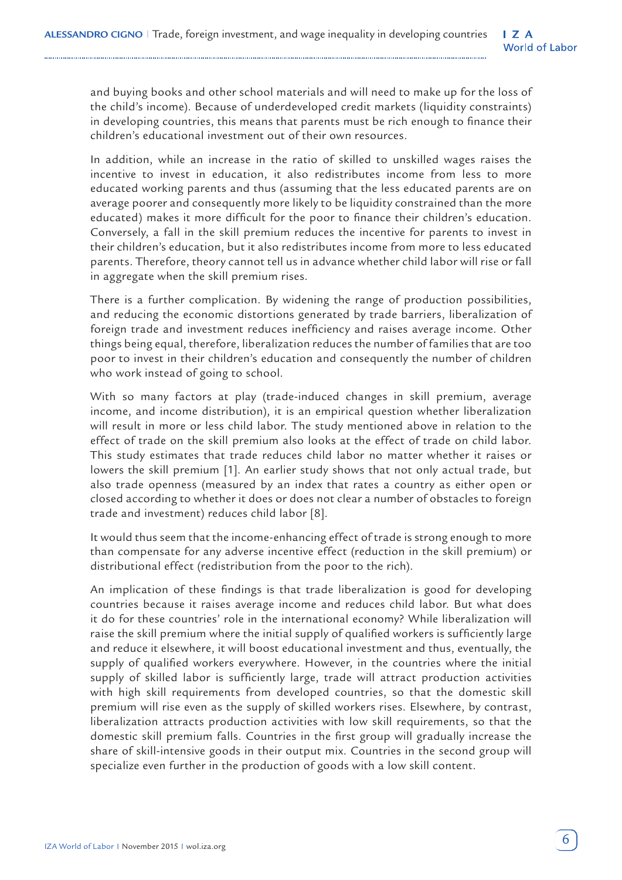and buying books and other school materials and will need to make up for the loss of the child's income). Because of underdeveloped credit markets (liquidity constraints) in developing countries, this means that parents must be rich enough to finance their children's educational investment out of their own resources.

In addition, while an increase in the ratio of skilled to unskilled wages raises the incentive to invest in education, it also redistributes income from less to more educated working parents and thus (assuming that the less educated parents are on average poorer and consequently more likely to be liquidity constrained than the more educated) makes it more difficult for the poor to finance their children's education. Conversely, a fall in the skill premium reduces the incentive for parents to invest in their children's education, but it also redistributes income from more to less educated parents. Therefore, theory cannot tell us in advance whether child labor will rise or fall in aggregate when the skill premium rises.

There is a further complication. By widening the range of production possibilities, and reducing the economic distortions generated by trade barriers, liberalization of foreign trade and investment reduces inefficiency and raises average income. Other things being equal, therefore, liberalization reduces the number of families that are too poor to invest in their children's education and consequently the number of children who work instead of going to school.

With so many factors at play (trade-induced changes in skill premium, average income, and income distribution), it is an empirical question whether liberalization will result in more or less child labor. The study mentioned above in relation to the effect of trade on the skill premium also looks at the effect of trade on child labor. This study estimates that trade reduces child labor no matter whether it raises or lowers the skill premium [1]. An earlier study shows that not only actual trade, but also trade openness (measured by an index that rates a country as either open or closed according to whether it does or does not clear a number of obstacles to foreign trade and investment) reduces child labor [8].

It would thus seem that the income-enhancing effect of trade is strong enough to more than compensate for any adverse incentive effect (reduction in the skill premium) or distributional effect (redistribution from the poor to the rich).

An implication of these findings is that trade liberalization is good for developing countries because it raises average income and reduces child labor. But what does it do for these countries' role in the international economy? While liberalization will raise the skill premium where the initial supply of qualified workers is sufficiently large and reduce it elsewhere, it will boost educational investment and thus, eventually, the supply of qualified workers everywhere. However, in the countries where the initial supply of skilled labor is sufficiently large, trade will attract production activities with high skill requirements from developed countries, so that the domestic skill premium will rise even as the supply of skilled workers rises. Elsewhere, by contrast, liberalization attracts production activities with low skill requirements, so that the domestic skill premium falls. Countries in the first group will gradually increase the share of skill-intensive goods in their output mix. Countries in the second group will specialize even further in the production of goods with a low skill content.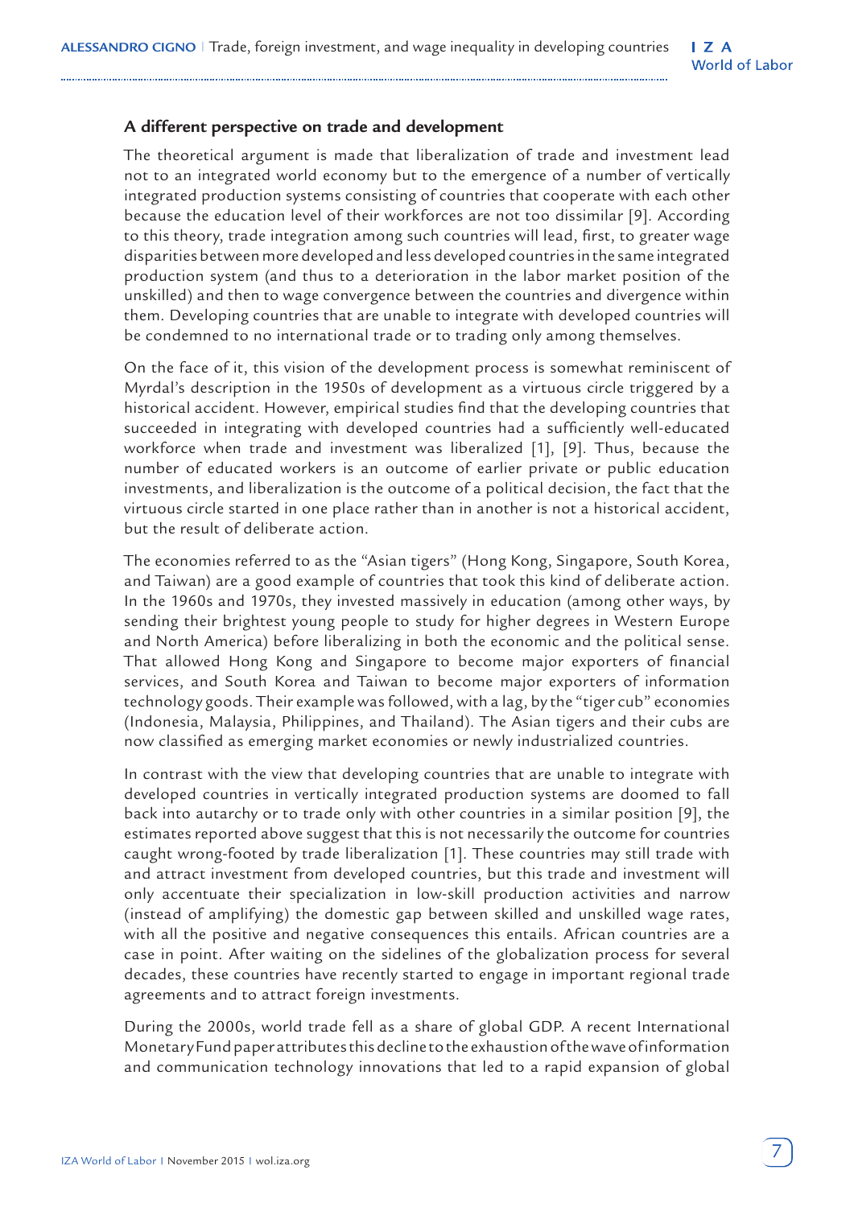### A different perspective on trade and development

The theoretical argument is made that liberalization of trade and investment lead not to an integrated world economy but to the emergence of a number of vertically integrated production systems consisting of countries that cooperate with each other because the education level of their workforces are not too dissimilar [9]. According to this theory, trade integration among such countries will lead, first, to greater wage disparities between more developed and less developed countries in the same integrated production system (and thus to a deterioration in the labor market position of the unskilled) and then to wage convergence between the countries and divergence within them. Developing countries that are unable to integrate with developed countries will be condemned to no international trade or to trading only among themselves.

On the face of it, this vision of the development process is somewhat reminiscent of Myrdal's description in the 1950s of development as a virtuous circle triggered by a historical accident. However, empirical studies find that the developing countries that succeeded in integrating with developed countries had a sufficiently well-educated workforce when trade and investment was liberalized [1], [9]. Thus, because the number of educated workers is an outcome of earlier private or public education investments, and liberalization is the outcome of a political decision, the fact that the virtuous circle started in one place rather than in another is not a historical accident, but the result of deliberate action.

The economies referred to as the "Asian tigers" (Hong Kong, Singapore, South Korea, and Taiwan) are a good example of countries that took this kind of deliberate action. In the 1960s and 1970s, they invested massively in education (among other ways, by sending their brightest young people to study for higher degrees in Western Europe and North America) before liberalizing in both the economic and the political sense. That allowed Hong Kong and Singapore to become major exporters of financial services, and South Korea and Taiwan to become major exporters of information technology goods. Their example was followed, with a lag, by the "tiger cub" economies (Indonesia, Malaysia, Philippines, and Thailand). The Asian tigers and their cubs are now classified as emerging market economies or newly industrialized countries.

In contrast with the view that developing countries that are unable to integrate with developed countries in vertically integrated production systems are doomed to fall back into autarchy or to trade only with other countries in a similar position [9], the estimates reported above suggest that this is not necessarily the outcome for countries caught wrong-footed by trade liberalization [1]. These countries may still trade with and attract investment from developed countries, but this trade and investment will only accentuate their specialization in low-skill production activities and narrow (instead of amplifying) the domestic gap between skilled and unskilled wage rates, with all the positive and negative consequences this entails. African countries are a case in point. After waiting on the sidelines of the globalization process for several decades, these countries have recently started to engage in important regional trade agreements and to attract foreign investments.

During the 2000s, world trade fell as a share of global GDP. A recent International Monetary Fund paper attributes this decline to the exhaustion of the wave of information and communication technology innovations that led to a rapid expansion of global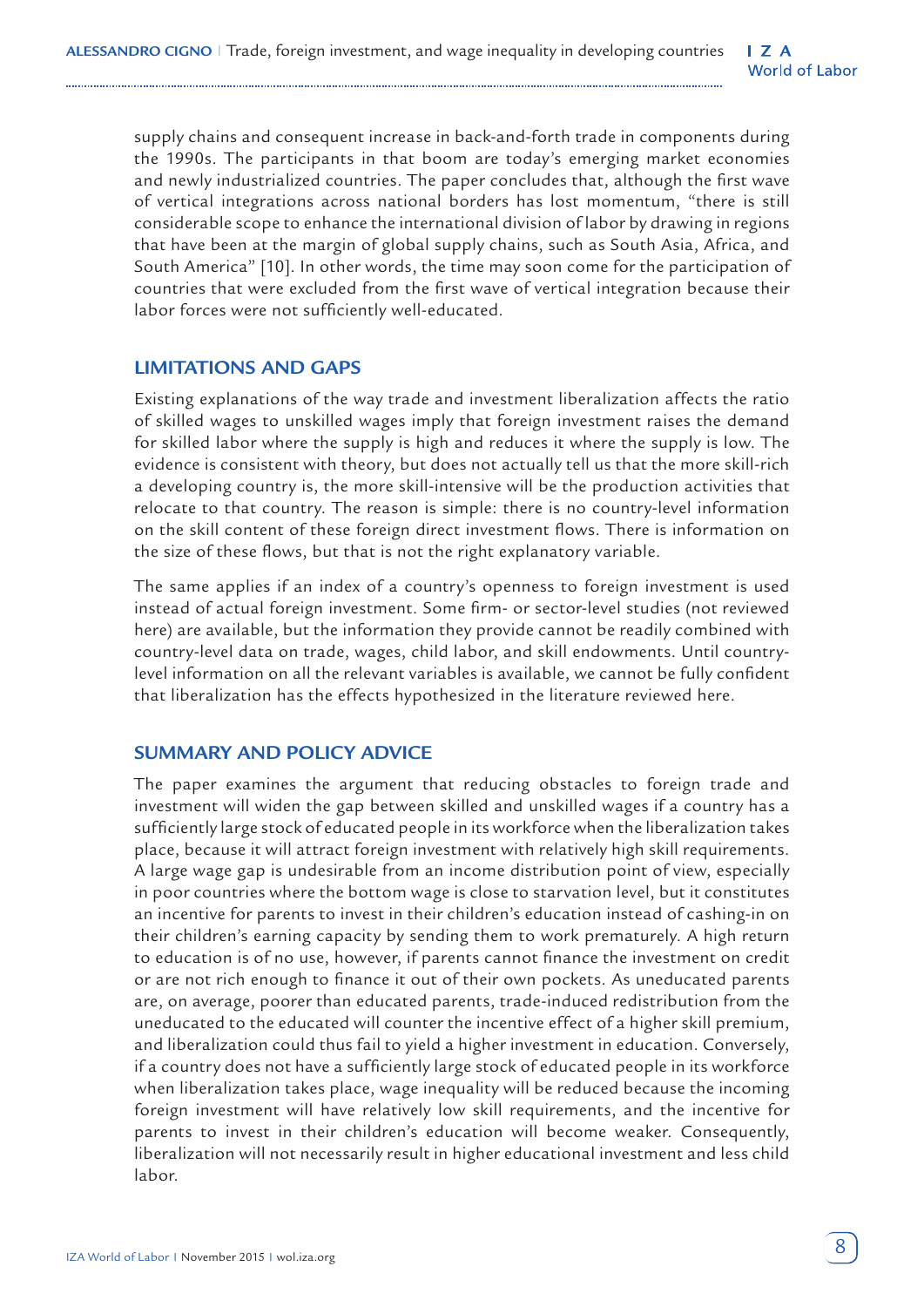supply chains and consequent increase in back-and-forth trade in components during the 1990s. The participants in that boom are today's emerging market economies and newly industrialized countries. The paper concludes that, although the first wave of vertical integrations across national borders has lost momentum, "there is still considerable scope to enhance the international division of labor by drawing in regions that have been at the margin of global supply chains, such as South Asia, Africa, and South America" [10]. In other words, the time may soon come for the participation of countries that were excluded from the first wave of vertical integration because their labor forces were not sufficiently well-educated.

## LIMITATIONS AND GAPS

Existing explanations of the way trade and investment liberalization affects the ratio of skilled wages to unskilled wages imply that foreign investment raises the demand for skilled labor where the supply is high and reduces it where the supply is low. The evidence is consistent with theory, but does not actually tell us that the more skill-rich a developing country is, the more skill-intensive will be the production activities that relocate to that country. The reason is simple: there is no country-level information on the skill content of these foreign direct investment flows. There is information on the size of these flows, but that is not the right explanatory variable.

The same applies if an index of a country's openness to foreign investment is used instead of actual foreign investment. Some firm- or sector-level studies (not reviewed here) are available, but the information they provide cannot be readily combined with country-level data on trade, wages, child labor, and skill endowments. Until country-level information on all the relevant variables is available, we cannot be fully confident that liberalization has the effects hypothesized in the literature reviewed here.

## SUMMARY AND POLICY ADVICE

The paper examines the argument that reducing obstacles to foreign trade and investment will widen the gap between skilled and unskilled wages if a country has a sufficiently large stock of educated people in its workforce when the liberalization takes place, because it will attract foreign investment with relatively high skill requirements. A large wage gap is undesirable from an income distribution point of view, especially in poor countries where the bottom wage is close to starvation level, but it constitutes an incentive for parents to invest in their children's education instead of cashing-in on their children's earning capacity by sending them to work prematurely. A high return to education is of no use, however, if parents cannot finance the investment on credit or are not rich enough to finance it out of their own pockets. As uneducated parents are, on average, poorer than educated parents, trade-induced redistribution from the uneducated to the educated will counter the incentive effect of a higher skill premium, and liberalization could thus fail to yield a higher investment in education. Conversely, if a country does not have a sufficiently large stock of educated people in its workforce when liberalization takes place, wage inequality will be reduced because the incoming foreign investment will have relatively low skill requirements, and the incentive for parents to invest in their children's education will become weaker. Consequently, liberalization will not necessarily result in higher educational investment and less child labor.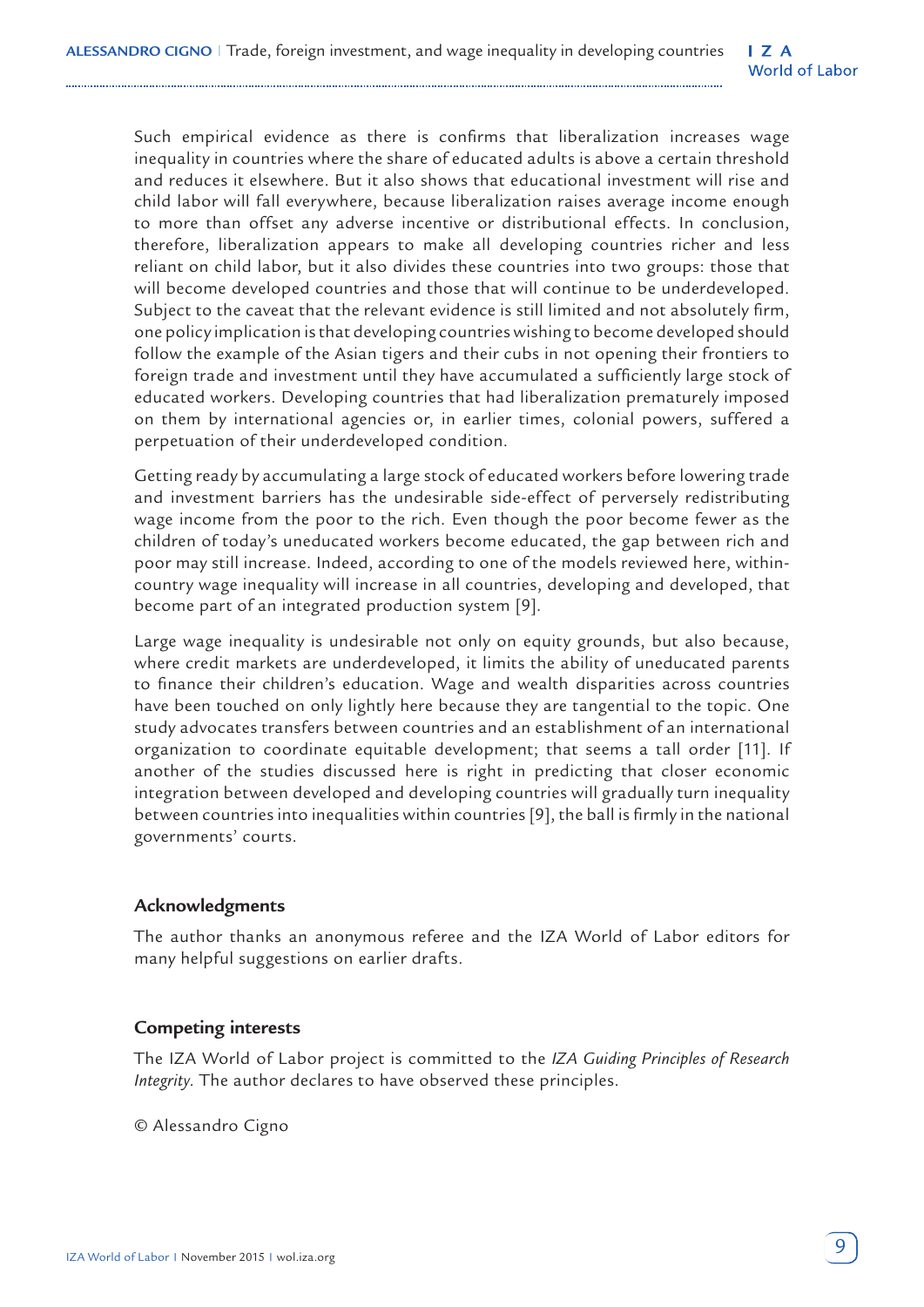Such empirical evidence as there is confirms that liberalization increases wage inequality in countries where the share of educated adults is above a certain threshold and reduces it elsewhere. But it also shows that educational investment will rise and child labor will fall everywhere, because liberalization raises average income enough to more than offset any adverse incentive or distributional effects. In conclusion, therefore, liberalization appears to make all developing countries richer and less reliant on child labor, but it also divides these countries into two groups: those that will become developed countries and those that will continue to be underdeveloped. Subject to the caveat that the relevant evidence is still limited and not absolutely firm, one policy implication is that developing countries wishing to become developed should follow the example of the Asian tigers and their cubs in not opening their frontiers to foreign trade and investment until they have accumulated a sufficiently large stock of educated workers. Developing countries that had liberalization prematurely imposed on them by international agencies or, in earlier times, colonial powers, suffered a perpetuation of their underdeveloped condition.

Getting ready by accumulating a large stock of educated workers before lowering trade and investment barriers has the undesirable side-effect of perversely redistributing wage income from the poor to the rich. Even though the poor become fewer as the children of today's uneducated workers become educated, the gap between rich and poor may still increase. Indeed, according to one of the models reviewed here, within-country wage inequality will increase in all countries, developing and developed, that become part of an integrated production system [9].

Large wage inequality is undesirable not only on equity grounds, but also because, where credit markets are underdeveloped, it limits the ability of uneducated parents to finance their children's education. Wage and wealth disparities across countries have been touched on only lightly here because they are tangential to the topic. One study advocates transfers between countries and an establishment of an international organization to coordinate equitable development; that seems a tall order [11]. If another of the studies discussed here is right in predicting that closer economic integration between developed and developing countries will gradually turn inequality between countries into inequalities within countries [9], the ball is firmly in the national governments' courts.

### Acknowledgments

The author thanks an anonymous referee and the IZA World of Labor editors for many helpful suggestions on earlier drafts.

### Competing interests

The IZA World of Labor project is committed to the *IZA Guiding Principles of Research Integrity*. The author declares to have observed these principles.

© Alessandro Cigno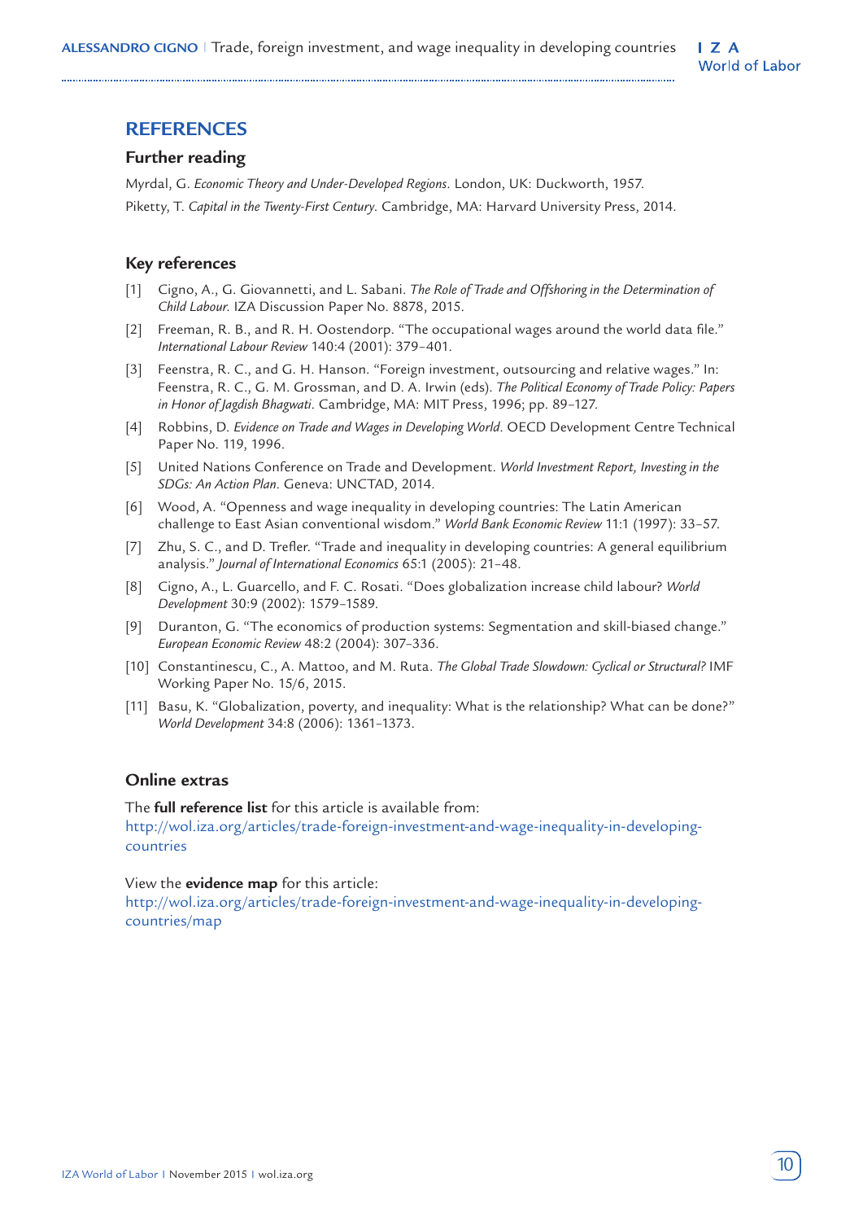## REFERENCES

### Further reading

Myrdal, G. *Economic Theory and Under-Developed Regions*. London, UK: Duckworth, 1957.

Piketty, T. *Capital in the Twenty-First Century*. Cambridge, MA: Harvard University Press, 2014.

### Key references

[1] Cigno, A., G. Giovannetti, and L. Sabani. *The Role of Trade and Offshoring in the Determination of Child Labour*. IZA Discussion Paper No. 8878, 2015.

[2] Freeman, R. B., and R. H. Oostendorp. "The occupational wages around the world data file." *International Labour Review* 140:4 (2001): 379–401.

[3] Feenstra, R. C., and G. H. Hanson. "Foreign investment, outsourcing and relative wages." In: Feenstra, R. C., G. M. Grossman, and D. A. Irwin (eds). *The Political Economy of Trade Policy: Papers in Honor of Jagdish Bhagwati*. Cambridge, MA: MIT Press, 1996; pp. 89–127.

[4] Robbins, D. *Evidence on Trade and Wages in Developing World*. OECD Development Centre Technical Paper No. 119, 1996.

[5] United Nations Conference on Trade and Development. *World Investment Report, Investing in the SDGs: An Action Plan*. Geneva: UNCTAD, 2014.

[6] Wood, A. "Openness and wage inequality in developing countries: The Latin American challenge to East Asian conventional wisdom." *World Bank Economic Review* 11:1 (1997): 33–57.

[7] Zhu, S. C., and D. Trefler. "Trade and inequality in developing countries: A general equilibrium analysis." *Journal of International Economics* 65:1 (2005): 21–48.

[8] Cigno, A., L. Guarcello, and F. C. Rosati. "Does globalization increase child labour? *World Development* 30:9 (2002): 1579–1589.

[9] Duranton, G. "The economics of production systems: Segmentation and skill-biased change." *European Economic Review* 48:2 (2004): 307–336.

[10] Constantinescu, C., A. Mattoo, and M. Ruta. *The Global Trade Slowdown: Cyclical or Structural?* IMF Working Paper No. 15/6, 2015.

[11] Basu, K. "Globalization, poverty, and inequality: What is the relationship? What can be done?" *World Development* 34:8 (2006): 1361–1373.

### Online extras

The **full reference list** for this article is available from:
http://wol.iza.org/articles/trade-foreign-investment-and-wage-inequality-in-developing-countries

View the **evidence map** for this article:
http://wol.iza.org/articles/trade-foreign-investment-and-wage-inequality-in-developing-countries/map